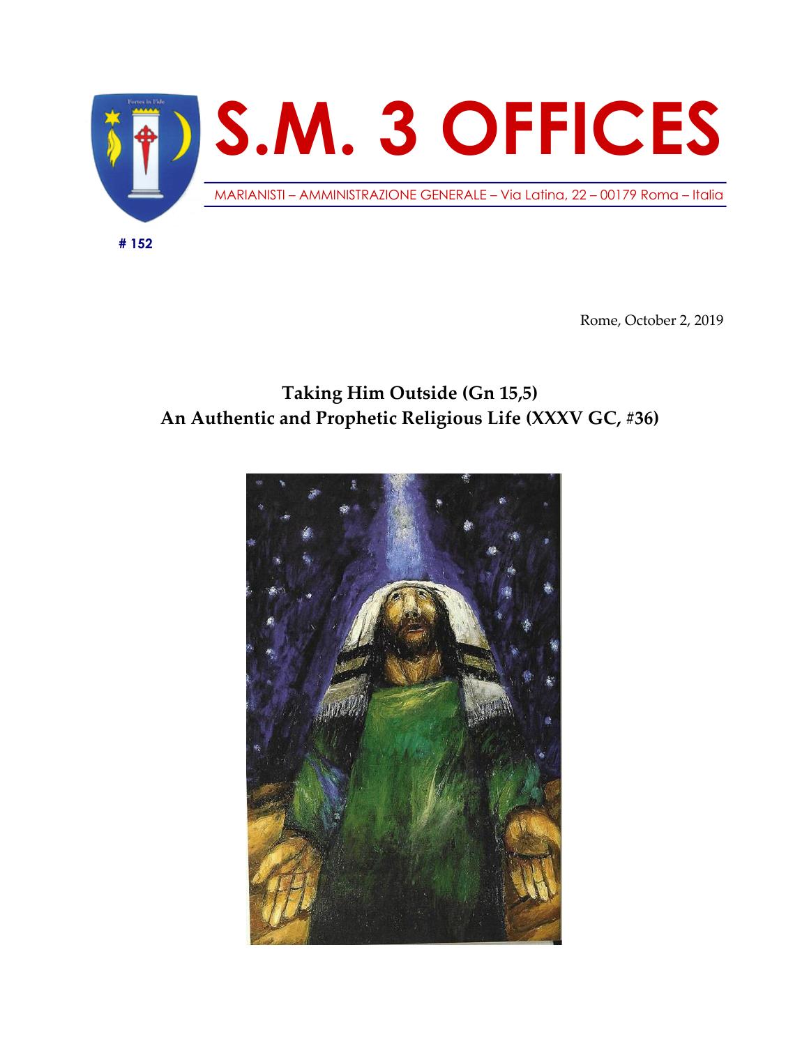# S.M. 3 OFFICES

MARIANISTI – AMMINISTRAZIONE GENERALE – Via Latina, 22 – 00179 Roma – Italia

**# 152**

Rome, October 2, 2019

## Taking Him Outside (Gn 15,5)
## An Authentic and Prophetic Religious Life (XXXV GC, #36)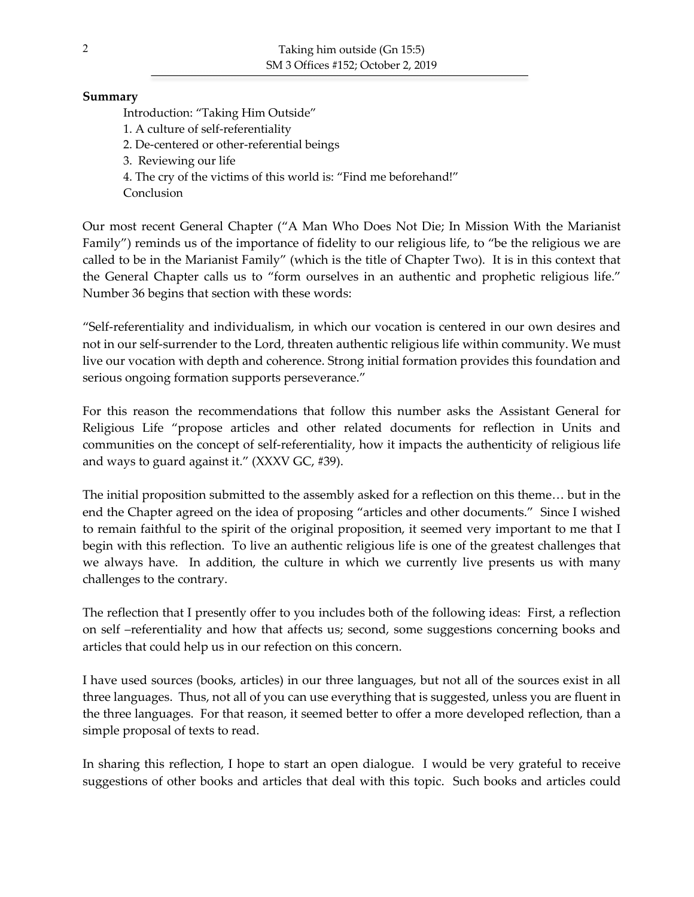**Summary**

Introduction: "Taking Him Outside"

1. A culture of self-referentiality
2. De-centered or other-referential beings
3. Reviewing our life
4. The cry of the victims of this world is: "Find me beforehand!"

Conclusion

Our most recent General Chapter ("A Man Who Does Not Die; In Mission With the Marianist Family") reminds us of the importance of fidelity to our religious life, to "be the religious we are called to be in the Marianist Family" (which is the title of Chapter Two). It is in this context that the General Chapter calls us to "form ourselves in an authentic and prophetic religious life." Number 36 begins that section with these words:

"Self-referentiality and individualism, in which our vocation is centered in our own desires and not in our self-surrender to the Lord, threaten authentic religious life within community. We must live our vocation with depth and coherence. Strong initial formation provides this foundation and serious ongoing formation supports perseverance."

For this reason the recommendations that follow this number asks the Assistant General for Religious Life "propose articles and other related documents for reflection in Units and communities on the concept of self-referentiality, how it impacts the authenticity of religious life and ways to guard against it." (XXXV GC, #39).

The initial proposition submitted to the assembly asked for a reflection on this theme… but in the end the Chapter agreed on the idea of proposing "articles and other documents." Since I wished to remain faithful to the spirit of the original proposition, it seemed very important to me that I begin with this reflection. To live an authentic religious life is one of the greatest challenges that we always have. In addition, the culture in which we currently live presents us with many challenges to the contrary.

The reflection that I presently offer to you includes both of the following ideas: First, a reflection on self –referentiality and how that affects us; second, some suggestions concerning books and articles that could help us in our refection on this concern.

I have used sources (books, articles) in our three languages, but not all of the sources exist in all three languages. Thus, not all of you can use everything that is suggested, unless you are fluent in the three languages. For that reason, it seemed better to offer a more developed reflection, than a simple proposal of texts to read.

In sharing this reflection, I hope to start an open dialogue. I would be very grateful to receive suggestions of other books and articles that deal with this topic. Such books and articles could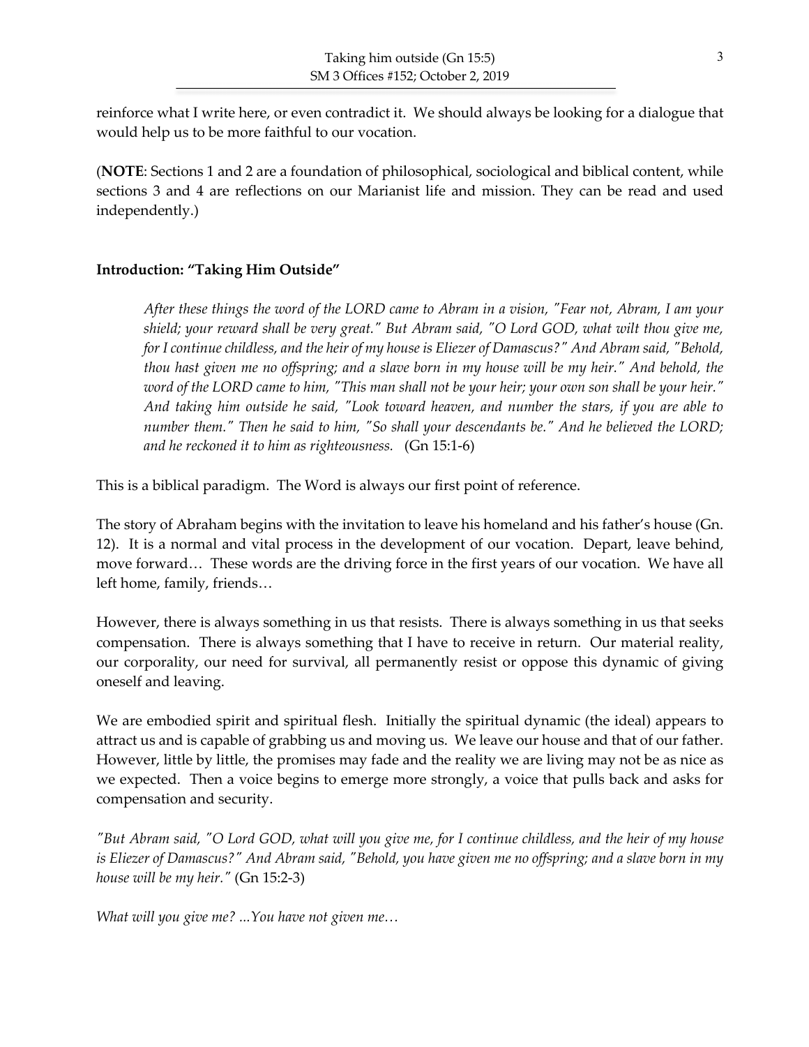reinforce what I write here, or even contradict it. We should always be looking for a dialogue that would help us to be more faithful to our vocation.

(**NOTE**: Sections 1 and 2 are a foundation of philosophical, sociological and biblical content, while sections 3 and 4 are reflections on our Marianist life and mission. They can be read and used independently.)

### Introduction: "Taking Him Outside"

> *After these things the word of the LORD came to Abram in a vision, "Fear not, Abram, I am your shield; your reward shall be very great." But Abram said, "O Lord GOD, what wilt thou give me, for I continue childless, and the heir of my house is Eliezer of Damascus?" And Abram said, "Behold, thou hast given me no offspring; and a slave born in my house will be my heir." And behold, the word of the LORD came to him, "This man shall not be your heir; your own son shall be your heir." And taking him outside he said, "Look toward heaven, and number the stars, if you are able to number them." Then he said to him, "So shall your descendants be." And he believed the LORD; and he reckoned it to him as righteousness.* (Gn 15:1-6)

This is a biblical paradigm. The Word is always our first point of reference.

The story of Abraham begins with the invitation to leave his homeland and his father's house (Gn. 12). It is a normal and vital process in the development of our vocation. Depart, leave behind, move forward… These words are the driving force in the first years of our vocation. We have all left home, family, friends…

However, there is always something in us that resists. There is always something in us that seeks compensation. There is always something that I have to receive in return. Our material reality, our corporality, our need for survival, all permanently resist or oppose this dynamic of giving oneself and leaving.

We are embodied spirit and spiritual flesh. Initially the spiritual dynamic (the ideal) appears to attract us and is capable of grabbing us and moving us. We leave our house and that of our father. However, little by little, the promises may fade and the reality we are living may not be as nice as we expected. Then a voice begins to emerge more strongly, a voice that pulls back and asks for compensation and security.

*"But Abram said, "O Lord GOD, what will you give me, for I continue childless, and the heir of my house is Eliezer of Damascus?" And Abram said, "Behold, you have given me no offspring; and a slave born in my house will be my heir."* (Gn 15:2-3)

*What will you give me? ...You have not given me…*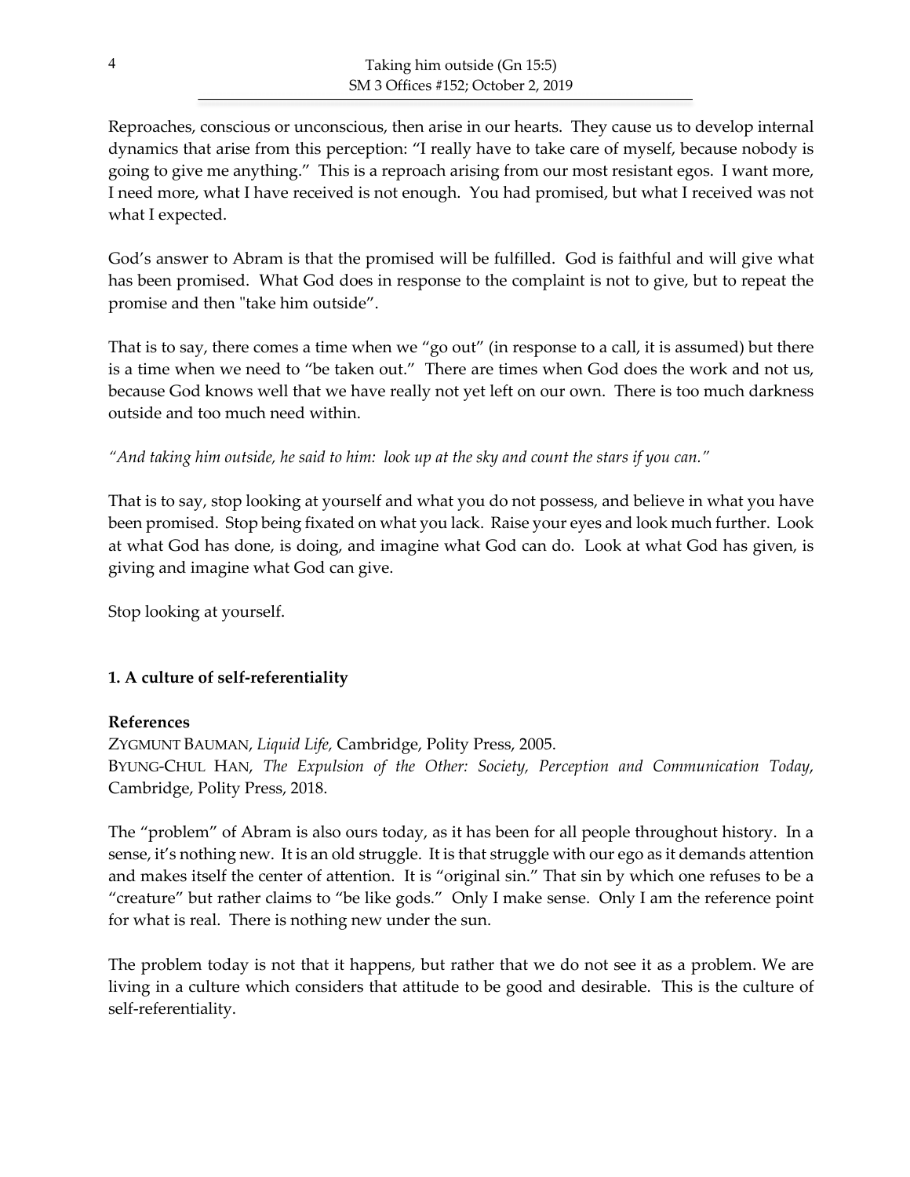Reproaches, conscious or unconscious, then arise in our hearts. They cause us to develop internal dynamics that arise from this perception: "I really have to take care of myself, because nobody is going to give me anything." This is a reproach arising from our most resistant egos. I want more, I need more, what I have received is not enough. You had promised, but what I received was not what I expected.

God's answer to Abram is that the promised will be fulfilled. God is faithful and will give what has been promised. What God does in response to the complaint is not to give, but to repeat the promise and then "take him outside".

That is to say, there comes a time when we "go out" (in response to a call, it is assumed) but there is a time when we need to "be taken out." There are times when God does the work and not us, because God knows well that we have really not yet left on our own. There is too much darkness outside and too much need within.

*"And taking him outside, he said to him: look up at the sky and count the stars if you can."*

That is to say, stop looking at yourself and what you do not possess, and believe in what you have been promised. Stop being fixated on what you lack. Raise your eyes and look much further. Look at what God has done, is doing, and imagine what God can do. Look at what God has given, is giving and imagine what God can give.

Stop looking at yourself.

### 1. A culture of self-referentiality

**References**

ZYGMUNT BAUMAN, *Liquid Life,* Cambridge, Polity Press, 2005.
BYUNG-CHUL HAN, *The Expulsion of the Other: Society, Perception and Communication Today*, Cambridge, Polity Press, 2018.

The "problem" of Abram is also ours today, as it has been for all people throughout history. In a sense, it's nothing new. It is an old struggle. It is that struggle with our ego as it demands attention and makes itself the center of attention. It is "original sin." That sin by which one refuses to be a "creature" but rather claims to "be like gods." Only I make sense. Only I am the reference point for what is real. There is nothing new under the sun.

The problem today is not that it happens, but rather that we do not see it as a problem. We are living in a culture which considers that attitude to be good and desirable. This is the culture of self-referentiality.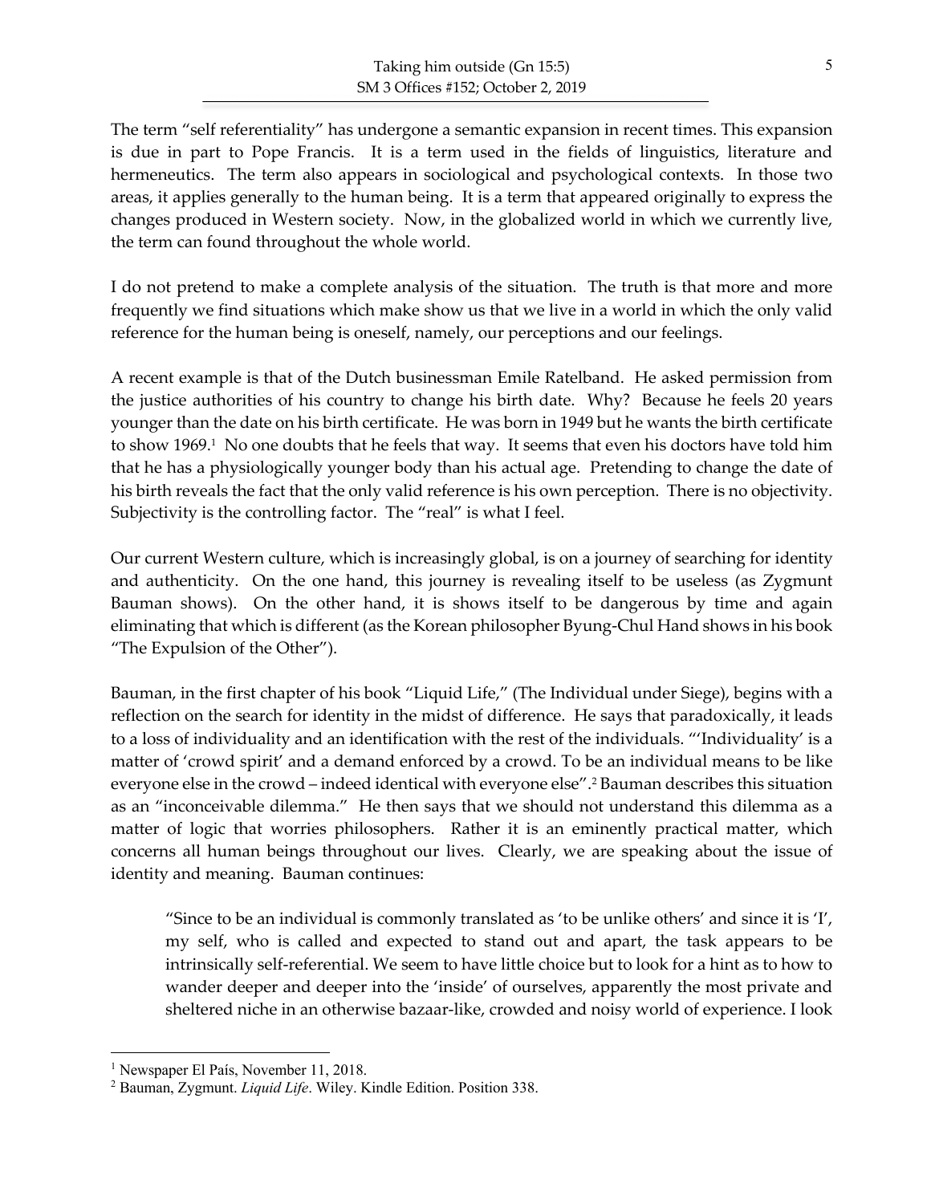The term "self referentiality" has undergone a semantic expansion in recent times. This expansion is due in part to Pope Francis. It is a term used in the fields of linguistics, literature and hermeneutics. The term also appears in sociological and psychological contexts. In those two areas, it applies generally to the human being. It is a term that appeared originally to express the changes produced in Western society. Now, in the globalized world in which we currently live, the term can found throughout the whole world.

I do not pretend to make a complete analysis of the situation. The truth is that more and more frequently we find situations which make show us that we live in a world in which the only valid reference for the human being is oneself, namely, our perceptions and our feelings.

A recent example is that of the Dutch businessman Emile Ratelband. He asked permission from the justice authorities of his country to change his birth date. Why? Because he feels 20 years younger than the date on his birth certificate. He was born in 1949 but he wants the birth certificate to show 1969.[1] No one doubts that he feels that way. It seems that even his doctors have told him that he has a physiologically younger body than his actual age. Pretending to change the date of his birth reveals the fact that the only valid reference is his own perception. There is no objectivity. Subjectivity is the controlling factor. The "real" is what I feel.

Our current Western culture, which is increasingly global, is on a journey of searching for identity and authenticity. On the one hand, this journey is revealing itself to be useless (as Zygmunt Bauman shows). On the other hand, it is shows itself to be dangerous by time and again eliminating that which is different (as the Korean philosopher Byung-Chul Hand shows in his book "The Expulsion of the Other").

Bauman, in the first chapter of his book "Liquid Life," (The Individual under Siege), begins with a reflection on the search for identity in the midst of difference. He says that paradoxically, it leads to a loss of individuality and an identification with the rest of the individuals. "'Individuality' is a matter of 'crowd spirit' and a demand enforced by a crowd. To be an individual means to be like everyone else in the crowd – indeed identical with everyone else".[2] Bauman describes this situation as an "inconceivable dilemma." He then says that we should not understand this dilemma as a matter of logic that worries philosophers. Rather it is an eminently practical matter, which concerns all human beings throughout our lives. Clearly, we are speaking about the issue of identity and meaning. Bauman continues:

> "Since to be an individual is commonly translated as 'to be unlike others' and since it is 'I', my self, who is called and expected to stand out and apart, the task appears to be intrinsically self-referential. We seem to have little choice but to look for a hint as to how to wander deeper and deeper into the 'inside' of ourselves, apparently the most private and sheltered niche in an otherwise bazaar-like, crowded and noisy world of experience. I look

---

[1] Newspaper El País, November 11, 2018.

[2] Bauman, Zygmunt. *Liquid Life*. Wiley. Kindle Edition. Position 338.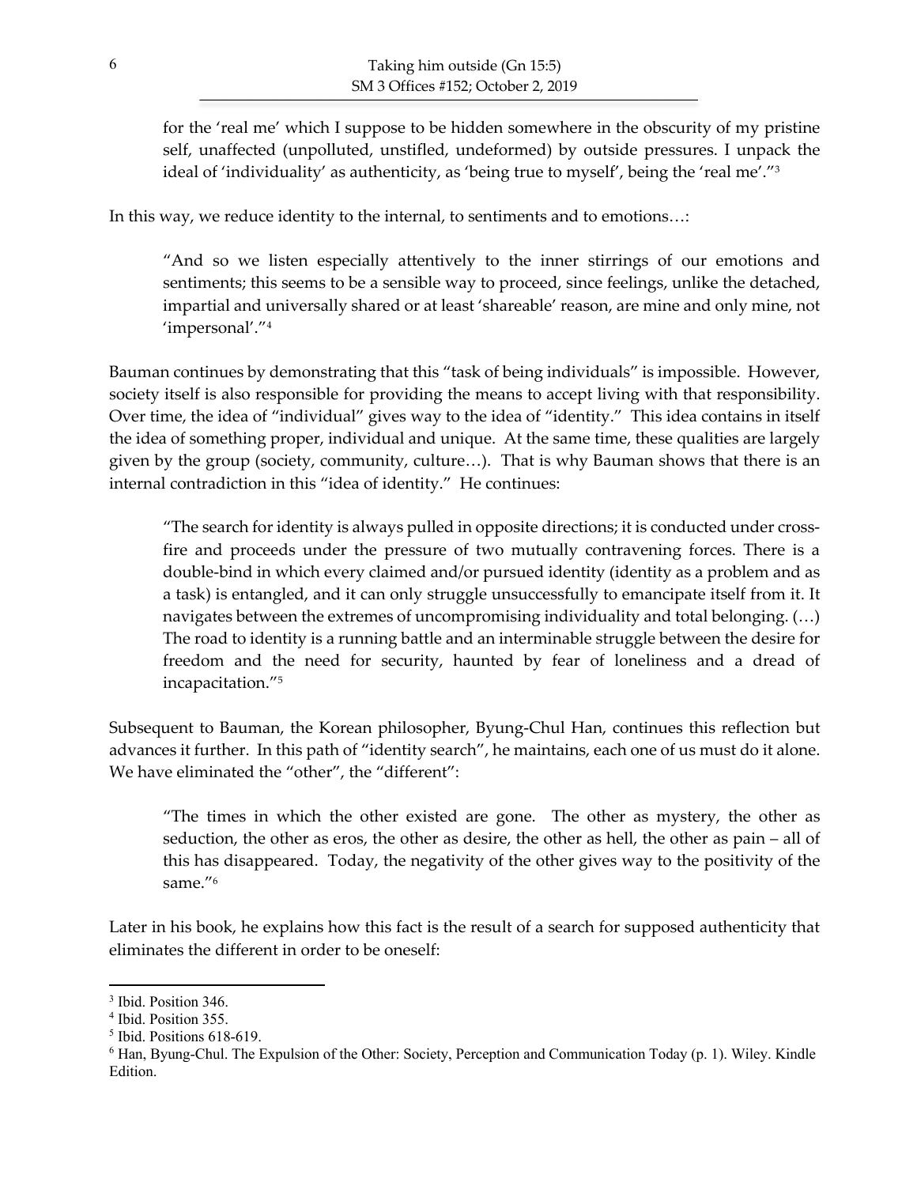> for the 'real me' which I suppose to be hidden somewhere in the obscurity of my pristine self, unaffected (unpolluted, unstifled, undeformed) by outside pressures. I unpack the ideal of 'individuality' as authenticity, as 'being true to myself', being the 'real me'."[3]

In this way, we reduce identity to the internal, to sentiments and to emotions…:

> "And so we listen especially attentively to the inner stirrings of our emotions and sentiments; this seems to be a sensible way to proceed, since feelings, unlike the detached, impartial and universally shared or at least 'shareable' reason, are mine and only mine, not 'impersonal'."[4]

Bauman continues by demonstrating that this "task of being individuals" is impossible. However, society itself is also responsible for providing the means to accept living with that responsibility. Over time, the idea of "individual" gives way to the idea of "identity." This idea contains in itself the idea of something proper, individual and unique. At the same time, these qualities are largely given by the group (society, community, culture…). That is why Bauman shows that there is an internal contradiction in this "idea of identity." He continues:

> "The search for identity is always pulled in opposite directions; it is conducted under cross-fire and proceeds under the pressure of two mutually contravening forces. There is a double-bind in which every claimed and/or pursued identity (identity as a problem and as a task) is entangled, and it can only struggle unsuccessfully to emancipate itself from it. It navigates between the extremes of uncompromising individuality and total belonging. (…) The road to identity is a running battle and an interminable struggle between the desire for freedom and the need for security, haunted by fear of loneliness and a dread of incapacitation."[5]

Subsequent to Bauman, the Korean philosopher, Byung-Chul Han, continues this reflection but advances it further. In this path of "identity search", he maintains, each one of us must do it alone. We have eliminated the "other", the "different":

> "The times in which the other existed are gone. The other as mystery, the other as seduction, the other as eros, the other as desire, the other as hell, the other as pain – all of this has disappeared. Today, the negativity of the other gives way to the positivity of the same."[6]

Later in his book, he explains how this fact is the result of a search for supposed authenticity that eliminates the different in order to be oneself:

---

[3] Ibid. Position 346.

[4] Ibid. Position 355.

[5] Ibid. Positions 618-619.

[6] Han, Byung-Chul. The Expulsion of the Other: Society, Perception and Communication Today (p. 1). Wiley. Kindle Edition.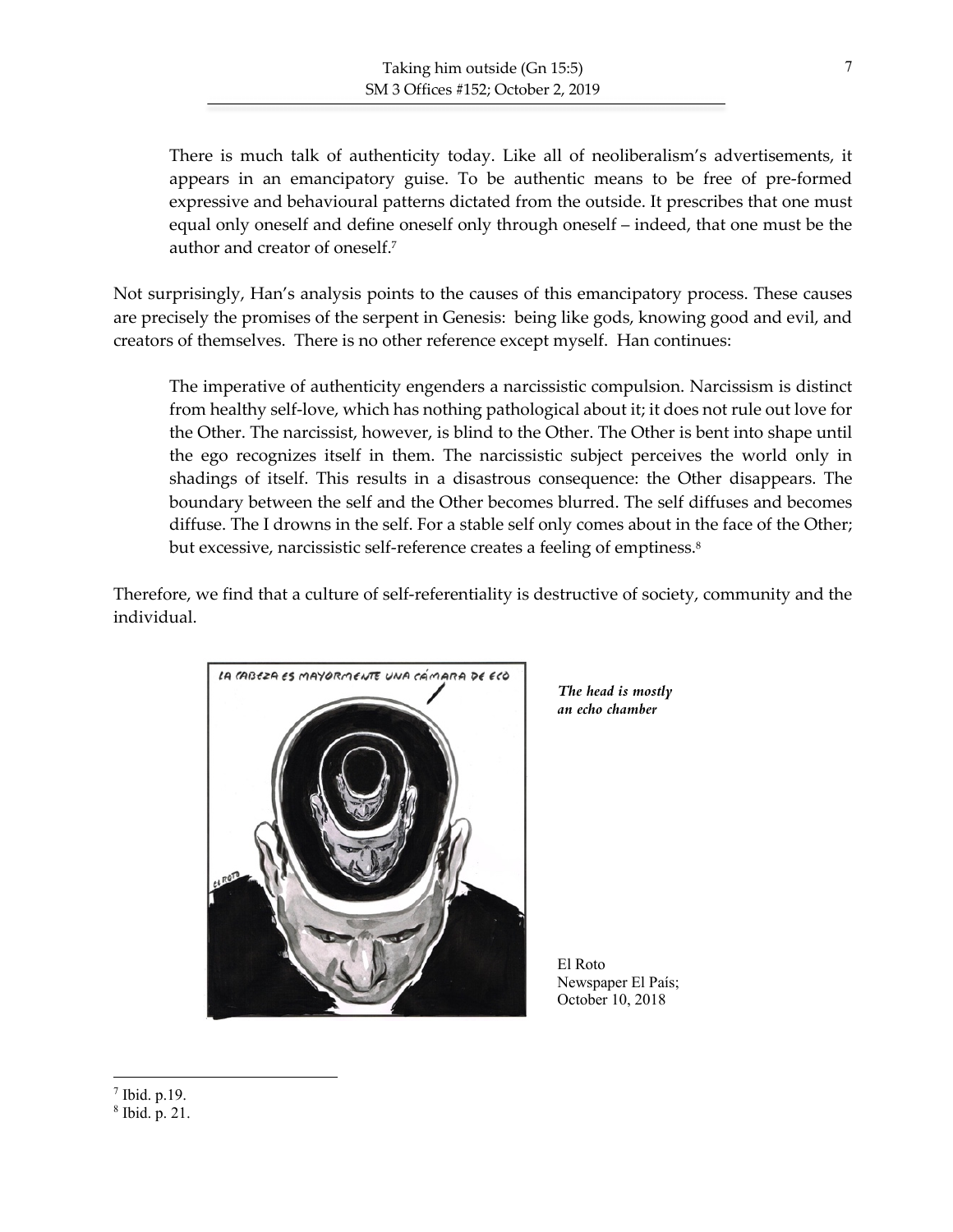> There is much talk of authenticity today. Like all of neoliberalism's advertisements, it appears in an emancipatory guise. To be authentic means to be free of pre-formed expressive and behavioural patterns dictated from the outside. It prescribes that one must equal only oneself and define oneself only through oneself – indeed, that one must be the author and creator of oneself.[7]

Not surprisingly, Han's analysis points to the causes of this emancipatory process. These causes are precisely the promises of the serpent in Genesis: being like gods, knowing good and evil, and creators of themselves. There is no other reference except myself. Han continues:

> The imperative of authenticity engenders a narcissistic compulsion. Narcissism is distinct from healthy self-love, which has nothing pathological about it; it does not rule out love for the Other. The narcissist, however, is blind to the Other. The Other is bent into shape until the ego recognizes itself in them. The narcissistic subject perceives the world only in shadings of itself. This results in a disastrous consequence: the Other disappears. The boundary between the self and the Other becomes blurred. The self diffuses and becomes diffuse. The I drowns in the self. For a stable self only comes about in the face of the Other; but excessive, narcissistic self-reference creates a feeling of emptiness.[8]

Therefore, we find that a culture of self-referentiality is destructive of society, community and the individual.

LA CABEZA ES MAYORMENTE UNA CÁMARA DE ECO

*The head is mostly an echo chamber*

El Roto
Newspaper El País;
October 10, 2018

---

[7] Ibid. p.19.

[8] Ibid. p. 21.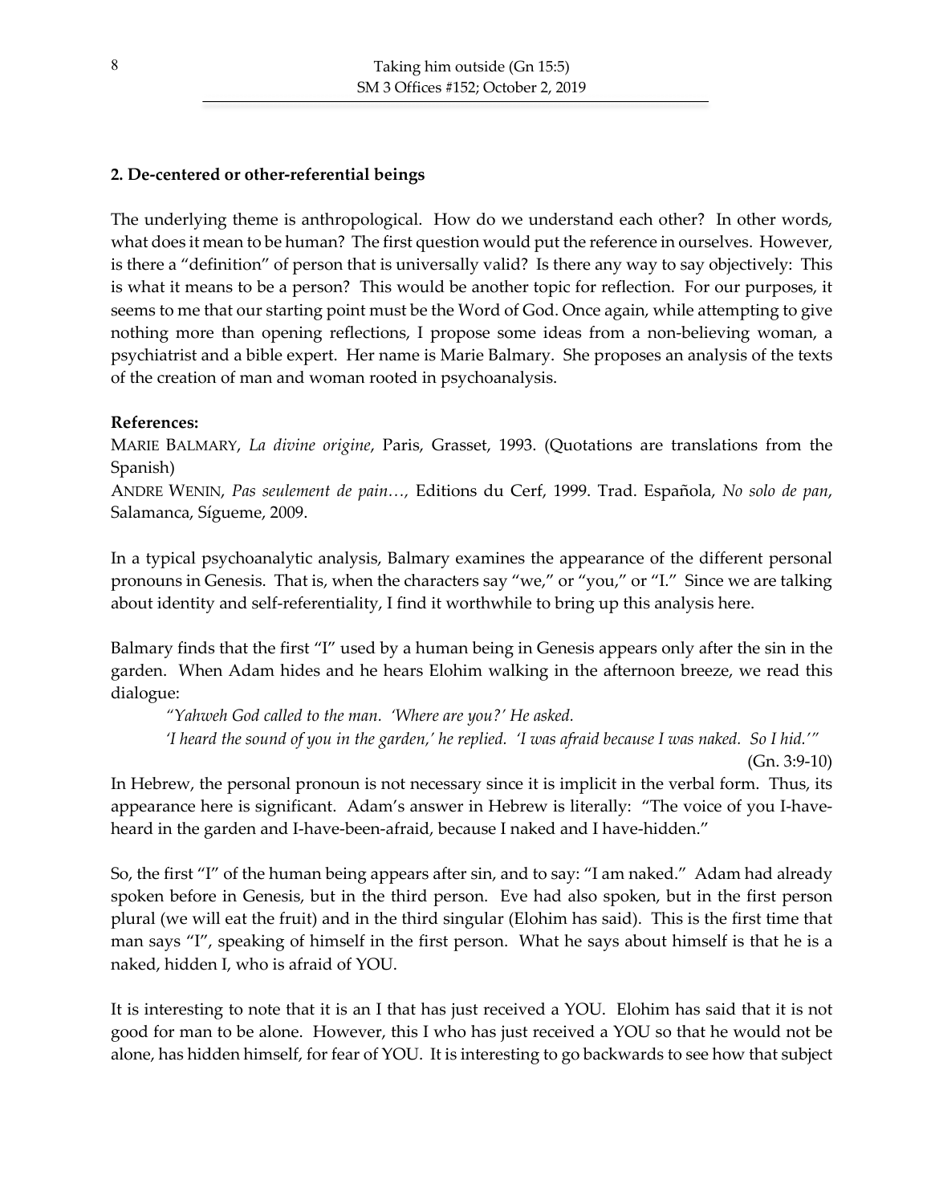## 2. De-centered or other-referential beings

The underlying theme is anthropological. How do we understand each other? In other words, what does it mean to be human? The first question would put the reference in ourselves. However, is there a "definition" of person that is universally valid? Is there any way to say objectively: This is what it means to be a person? This would be another topic for reflection. For our purposes, it seems to me that our starting point must be the Word of God. Once again, while attempting to give nothing more than opening reflections, I propose some ideas from a non-believing woman, a psychiatrist and a bible expert. Her name is Marie Balmary. She proposes an analysis of the texts of the creation of man and woman rooted in psychoanalysis.

**References:**

MARIE BALMARY, *La divine origine*, Paris, Grasset, 1993. (Quotations are translations from the Spanish)

ANDRE WENIN, *Pas seulement de pain…*, Editions du Cerf, 1999. Trad. Española, *No solo de pan*, Salamanca, Sígueme, 2009.

In a typical psychoanalytic analysis, Balmary examines the appearance of the different personal pronouns in Genesis. That is, when the characters say "we," or "you," or "I." Since we are talking about identity and self-referentiality, I find it worthwhile to bring up this analysis here.

Balmary finds that the first "I" used by a human being in Genesis appears only after the sin in the garden. When Adam hides and he hears Elohim walking in the afternoon breeze, we read this dialogue:

> *"Yahweh God called to the man. 'Where are you?' He asked.*
> *'I heard the sound of you in the garden,' he replied. 'I was afraid because I was naked. So I hid.'"*
> (Gn. 3:9-10)

In Hebrew, the personal pronoun is not necessary since it is implicit in the verbal form. Thus, its appearance here is significant. Adam's answer in Hebrew is literally: "The voice of you I-have-heard in the garden and I-have-been-afraid, because I naked and I have-hidden."

So, the first "I" of the human being appears after sin, and to say: "I am naked." Adam had already spoken before in Genesis, but in the third person. Eve had also spoken, but in the first person plural (we will eat the fruit) and in the third singular (Elohim has said). This is the first time that man says "I", speaking of himself in the first person. What he says about himself is that he is a naked, hidden I, who is afraid of YOU.

It is interesting to note that it is an I that has just received a YOU. Elohim has said that it is not good for man to be alone. However, this I who has just received a YOU so that he would not be alone, has hidden himself, for fear of YOU. It is interesting to go backwards to see how that subject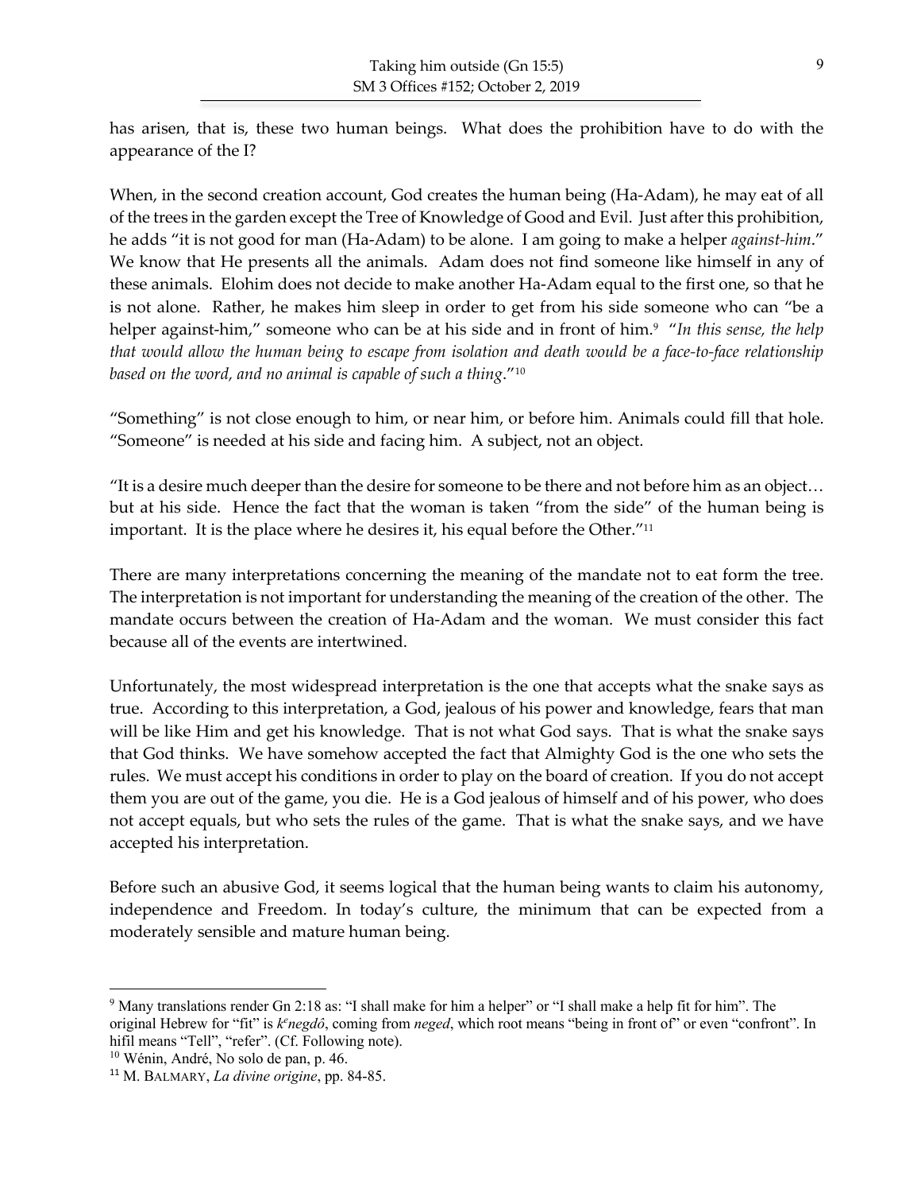has arisen, that is, these two human beings. What does the prohibition have to do with the appearance of the I?

When, in the second creation account, God creates the human being (Ha-Adam), he may eat of all of the trees in the garden except the Tree of Knowledge of Good and Evil. Just after this prohibition, he adds "it is not good for man (Ha-Adam) to be alone. I am going to make a helper *against-him*." We know that He presents all the animals. Adam does not find someone like himself in any of these animals. Elohim does not decide to make another Ha-Adam equal to the first one, so that he is not alone. Rather, he makes him sleep in order to get from his side someone who can "be a helper against-him," someone who can be at his side and in front of him.[9] "*In this sense, the help that would allow the human being to escape from isolation and death would be a face-to-face relationship based on the word, and no animal is capable of such a thing*."[10]

"Something" is not close enough to him, or near him, or before him. Animals could fill that hole. "Someone" is needed at his side and facing him. A subject, not an object.

"It is a desire much deeper than the desire for someone to be there and not before him as an object… but at his side. Hence the fact that the woman is taken "from the side" of the human being is important. It is the place where he desires it, his equal before the Other."[11]

There are many interpretations concerning the meaning of the mandate not to eat form the tree. The interpretation is not important for understanding the meaning of the creation of the other. The mandate occurs between the creation of Ha-Adam and the woman. We must consider this fact because all of the events are intertwined.

Unfortunately, the most widespread interpretation is the one that accepts what the snake says as true. According to this interpretation, a God, jealous of his power and knowledge, fears that man will be like Him and get his knowledge. That is not what God says. That is what the snake says that God thinks. We have somehow accepted the fact that Almighty God is the one who sets the rules. We must accept his conditions in order to play on the board of creation. If you do not accept them you are out of the game, you die. He is a God jealous of himself and of his power, who does not accept equals, but who sets the rules of the game. That is what the snake says, and we have accepted his interpretation.

Before such an abusive God, it seems logical that the human being wants to claim his autonomy, independence and Freedom. In today's culture, the minimum that can be expected from a moderately sensible and mature human being.

---

[9] Many translations render Gn 2:18 as: "I shall make for him a helper" or "I shall make a help fit for him". The original Hebrew for "fit" is *kᵉnegdô*, coming from *neged*, which root means "being in front of" or even "confront". In hifil means "Tell", "refer". (Cf. Following note).

[10] Wénin, André, No solo de pan, p. 46.

[11] M. BALMARY, *La divine origine*, pp. 84-85.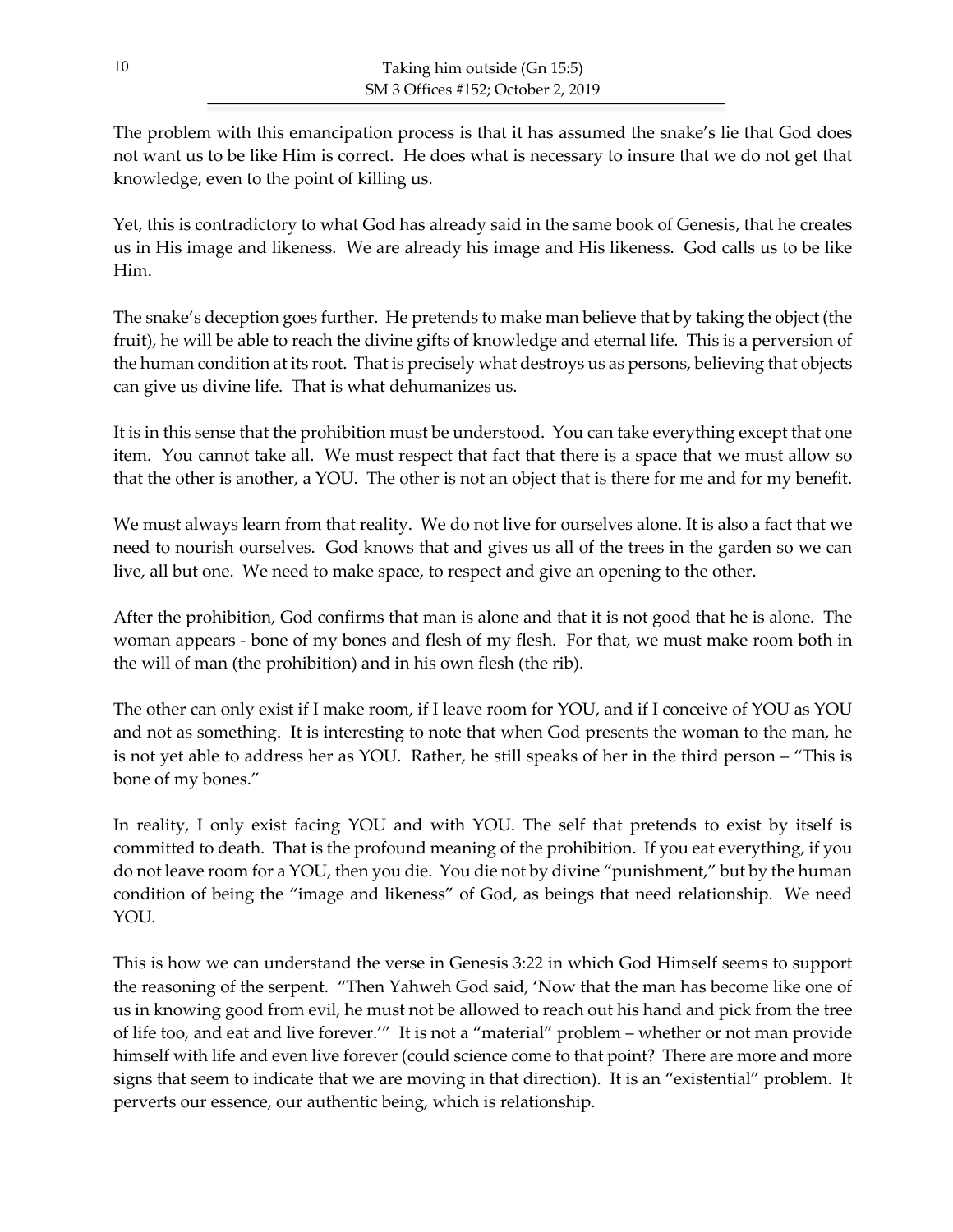The problem with this emancipation process is that it has assumed the snake's lie that God does not want us to be like Him is correct. He does what is necessary to insure that we do not get that knowledge, even to the point of killing us.

Yet, this is contradictory to what God has already said in the same book of Genesis, that he creates us in His image and likeness. We are already his image and His likeness. God calls us to be like Him.

The snake's deception goes further. He pretends to make man believe that by taking the object (the fruit), he will be able to reach the divine gifts of knowledge and eternal life. This is a perversion of the human condition at its root. That is precisely what destroys us as persons, believing that objects can give us divine life. That is what dehumanizes us.

It is in this sense that the prohibition must be understood. You can take everything except that one item. You cannot take all. We must respect that fact that there is a space that we must allow so that the other is another, a YOU. The other is not an object that is there for me and for my benefit.

We must always learn from that reality. We do not live for ourselves alone. It is also a fact that we need to nourish ourselves. God knows that and gives us all of the trees in the garden so we can live, all but one. We need to make space, to respect and give an opening to the other.

After the prohibition, God confirms that man is alone and that it is not good that he is alone. The woman appears - bone of my bones and flesh of my flesh. For that, we must make room both in the will of man (the prohibition) and in his own flesh (the rib).

The other can only exist if I make room, if I leave room for YOU, and if I conceive of YOU as YOU and not as something. It is interesting to note that when God presents the woman to the man, he is not yet able to address her as YOU. Rather, he still speaks of her in the third person – "This is bone of my bones."

In reality, I only exist facing YOU and with YOU. The self that pretends to exist by itself is committed to death. That is the profound meaning of the prohibition. If you eat everything, if you do not leave room for a YOU, then you die. You die not by divine "punishment," but by the human condition of being the "image and likeness" of God, as beings that need relationship. We need YOU.

This is how we can understand the verse in Genesis 3:22 in which God Himself seems to support the reasoning of the serpent. "Then Yahweh God said, 'Now that the man has become like one of us in knowing good from evil, he must not be allowed to reach out his hand and pick from the tree of life too, and eat and live forever.'" It is not a "material" problem – whether or not man provide himself with life and even live forever (could science come to that point? There are more and more signs that seem to indicate that we are moving in that direction). It is an "existential" problem. It perverts our essence, our authentic being, which is relationship.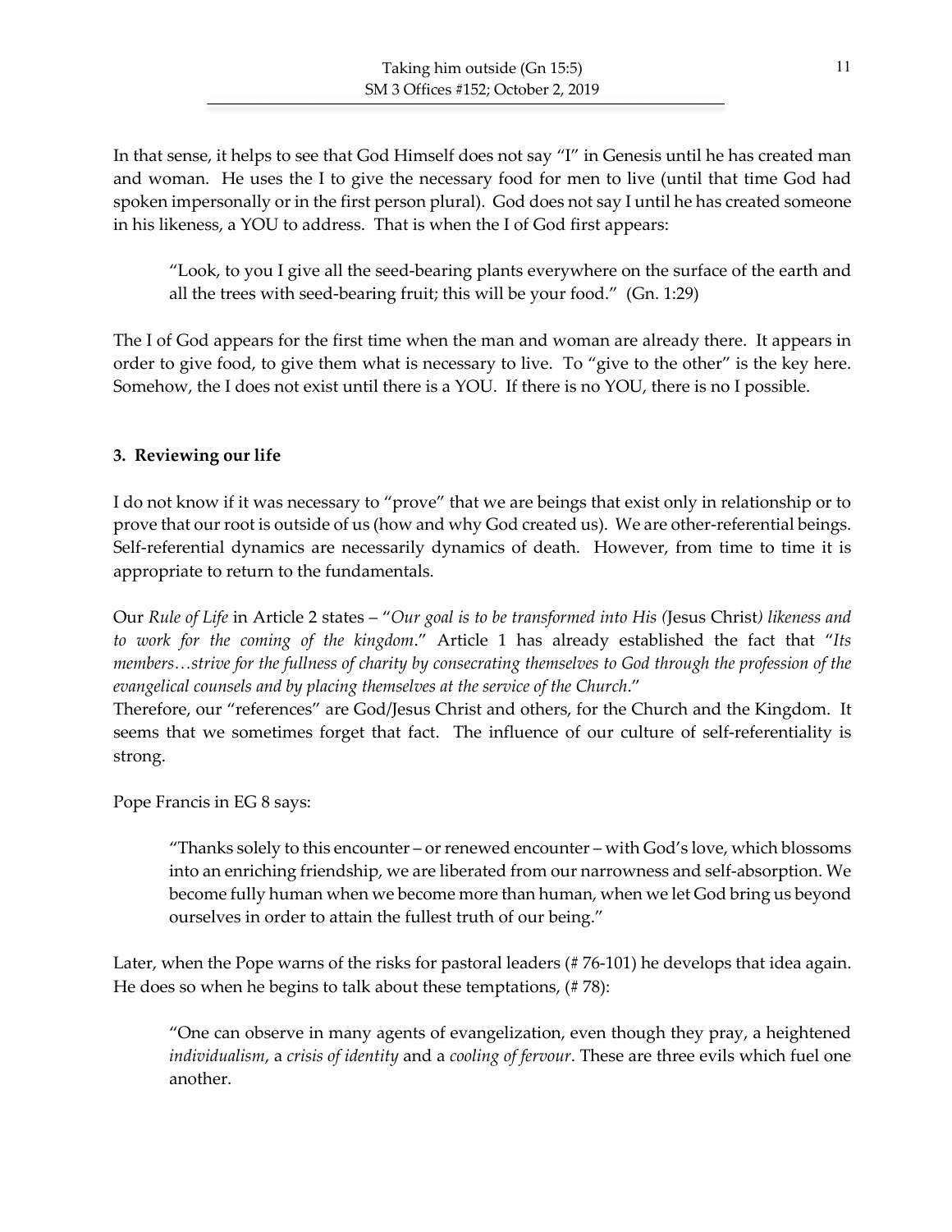In that sense, it helps to see that God Himself does not say "I" in Genesis until he has created man and woman. He uses the I to give the necessary food for men to live (until that time God had spoken impersonally or in the first person plural). God does not say I until he has created someone in his likeness, a YOU to address. That is when the I of God first appears:

> "Look, to you I give all the seed-bearing plants everywhere on the surface of the earth and all the trees with seed-bearing fruit; this will be your food." (Gn. 1:29)

The I of God appears for the first time when the man and woman are already there. It appears in order to give food, to give them what is necessary to live. To "give to the other" is the key here. Somehow, the I does not exist until there is a YOU. If there is no YOU, there is no I possible.

### 3. Reviewing our life

I do not know if it was necessary to "prove" that we are beings that exist only in relationship or to prove that our root is outside of us (how and why God created us). We are other-referential beings. Self-referential dynamics are necessarily dynamics of death. However, from time to time it is appropriate to return to the fundamentals.

Our *Rule of Life* in Article 2 states – "*Our goal is to be transformed into His (*Jesus Christ*) likeness and to work for the coming of the kingdom*." Article 1 has already established the fact that "*Its members…strive for the fullness of charity by consecrating themselves to God through the profession of the evangelical counsels and by placing themselves at the service of the Church*."
Therefore, our "references" are God/Jesus Christ and others, for the Church and the Kingdom. It seems that we sometimes forget that fact. The influence of our culture of self-referentiality is strong.

Pope Francis in EG 8 says:

> "Thanks solely to this encounter – or renewed encounter – with God's love, which blossoms into an enriching friendship, we are liberated from our narrowness and self-absorption. We become fully human when we become more than human, when we let God bring us beyond ourselves in order to attain the fullest truth of our being."

Later, when the Pope warns of the risks for pastoral leaders (# 76-101) he develops that idea again. He does so when he begins to talk about these temptations, (# 78):

> "One can observe in many agents of evangelization, even though they pray, a heightened *individualism*, a *crisis of identity* and a *cooling of fervour*. These are three evils which fuel one another.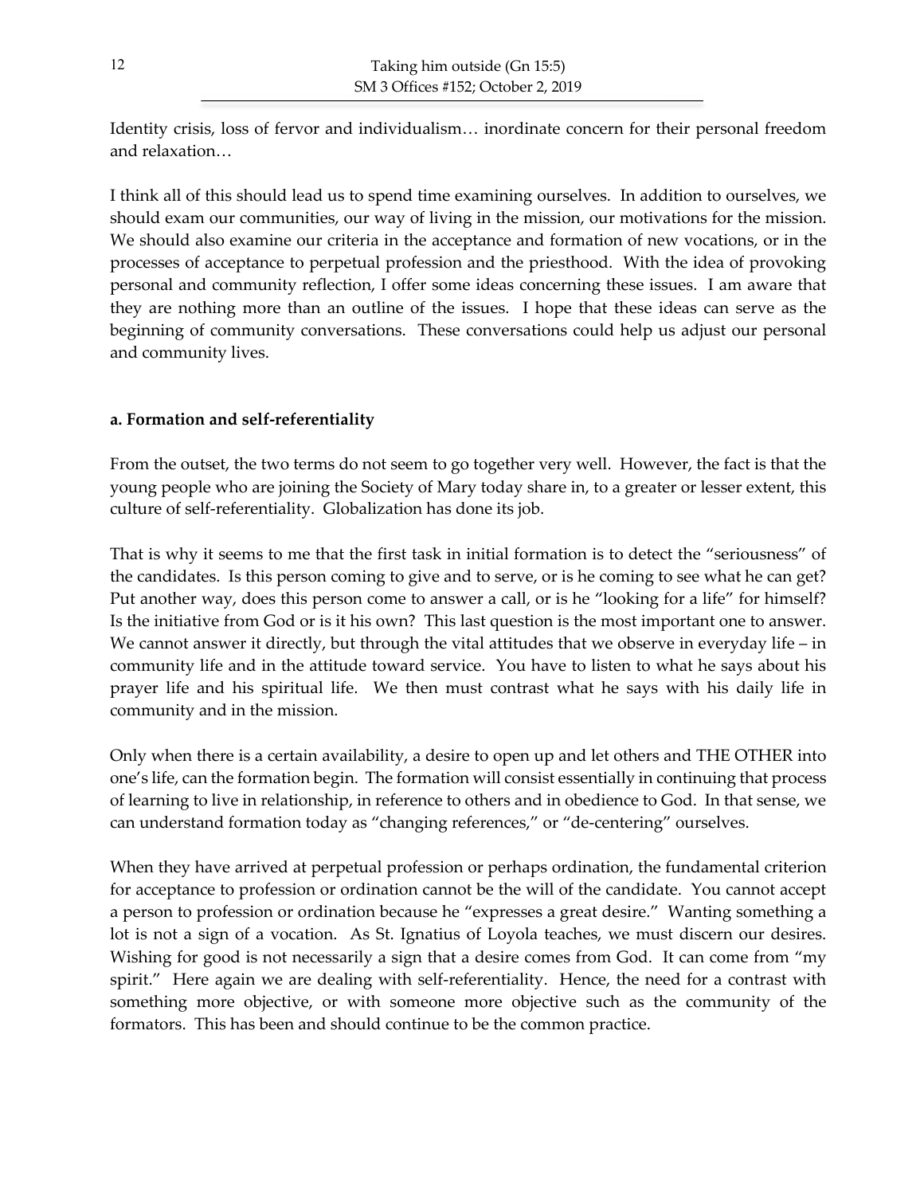Identity crisis, loss of fervor and individualism… inordinate concern for their personal freedom and relaxation…

I think all of this should lead us to spend time examining ourselves. In addition to ourselves, we should exam our communities, our way of living in the mission, our motivations for the mission. We should also examine our criteria in the acceptance and formation of new vocations, or in the processes of acceptance to perpetual profession and the priesthood. With the idea of provoking personal and community reflection, I offer some ideas concerning these issues. I am aware that they are nothing more than an outline of the issues. I hope that these ideas can serve as the beginning of community conversations. These conversations could help us adjust our personal and community lives.

### a. Formation and self-referentiality

From the outset, the two terms do not seem to go together very well. However, the fact is that the young people who are joining the Society of Mary today share in, to a greater or lesser extent, this culture of self-referentiality. Globalization has done its job.

That is why it seems to me that the first task in initial formation is to detect the "seriousness" of the candidates. Is this person coming to give and to serve, or is he coming to see what he can get? Put another way, does this person come to answer a call, or is he "looking for a life" for himself? Is the initiative from God or is it his own? This last question is the most important one to answer. We cannot answer it directly, but through the vital attitudes that we observe in everyday life – in community life and in the attitude toward service. You have to listen to what he says about his prayer life and his spiritual life. We then must contrast what he says with his daily life in community and in the mission.

Only when there is a certain availability, a desire to open up and let others and THE OTHER into one's life, can the formation begin. The formation will consist essentially in continuing that process of learning to live in relationship, in reference to others and in obedience to God. In that sense, we can understand formation today as "changing references," or "de-centering" ourselves.

When they have arrived at perpetual profession or perhaps ordination, the fundamental criterion for acceptance to profession or ordination cannot be the will of the candidate. You cannot accept a person to profession or ordination because he "expresses a great desire." Wanting something a lot is not a sign of a vocation. As St. Ignatius of Loyola teaches, we must discern our desires. Wishing for good is not necessarily a sign that a desire comes from God. It can come from "my spirit." Here again we are dealing with self-referentiality. Hence, the need for a contrast with something more objective, or with someone more objective such as the community of the formators. This has been and should continue to be the common practice.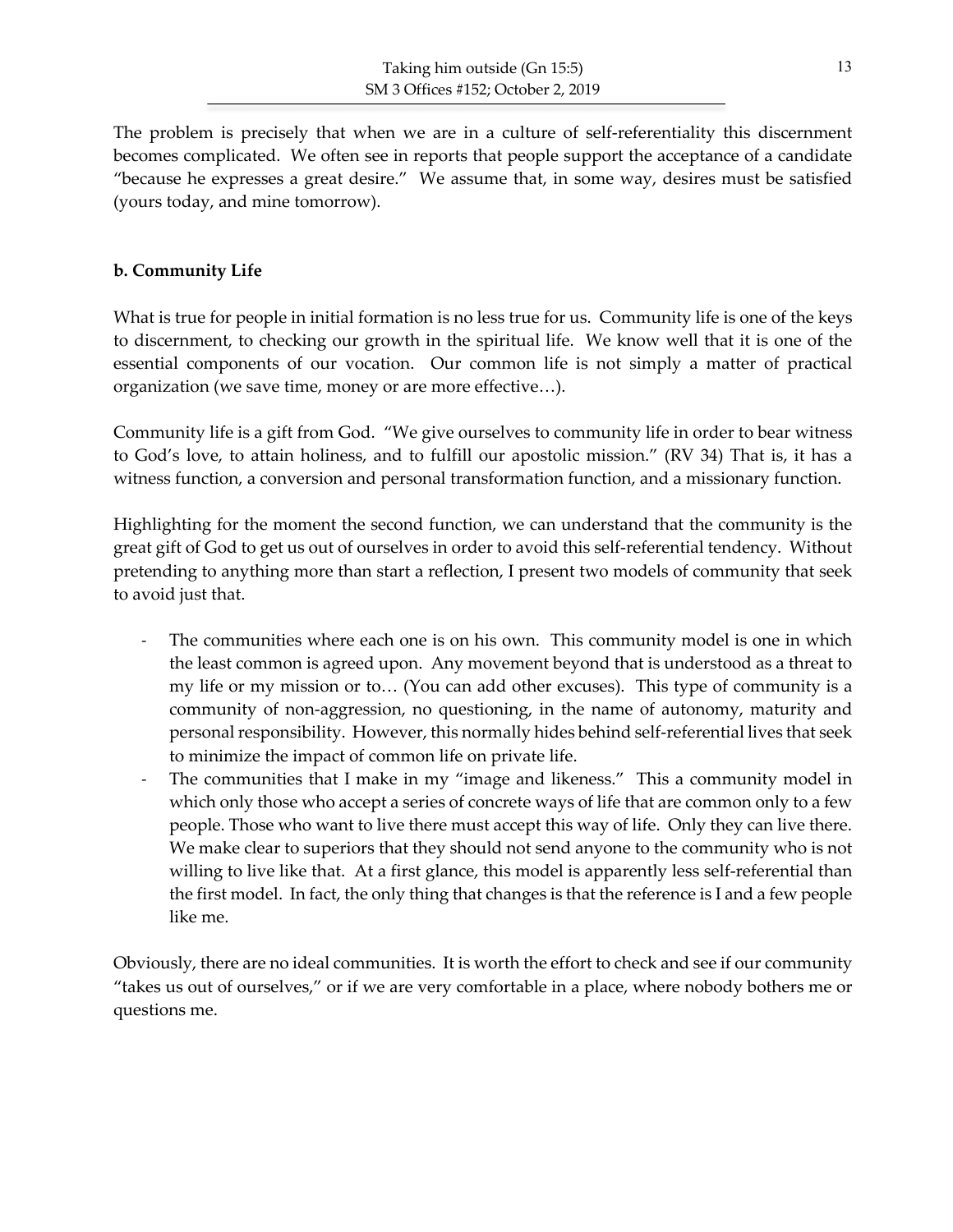The problem is precisely that when we are in a culture of self-referentiality this discernment becomes complicated. We often see in reports that people support the acceptance of a candidate "because he expresses a great desire." We assume that, in some way, desires must be satisfied (yours today, and mine tomorrow).

**b. Community Life**

What is true for people in initial formation is no less true for us. Community life is one of the keys to discernment, to checking our growth in the spiritual life. We know well that it is one of the essential components of our vocation. Our common life is not simply a matter of practical organization (we save time, money or are more effective…).

Community life is a gift from God. "We give ourselves to community life in order to bear witness to God's love, to attain holiness, and to fulfill our apostolic mission." (RV 34) That is, it has a witness function, a conversion and personal transformation function, and a missionary function.

Highlighting for the moment the second function, we can understand that the community is the great gift of God to get us out of ourselves in order to avoid this self-referential tendency. Without pretending to anything more than start a reflection, I present two models of community that seek to avoid just that.

- The communities where each one is on his own. This community model is one in which the least common is agreed upon. Any movement beyond that is understood as a threat to my life or my mission or to… (You can add other excuses). This type of community is a community of non-aggression, no questioning, in the name of autonomy, maturity and personal responsibility. However, this normally hides behind self-referential lives that seek to minimize the impact of common life on private life.
- The communities that I make in my "image and likeness." This a community model in which only those who accept a series of concrete ways of life that are common only to a few people. Those who want to live there must accept this way of life. Only they can live there. We make clear to superiors that they should not send anyone to the community who is not willing to live like that. At a first glance, this model is apparently less self-referential than the first model. In fact, the only thing that changes is that the reference is I and a few people like me.

Obviously, there are no ideal communities. It is worth the effort to check and see if our community "takes us out of ourselves," or if we are very comfortable in a place, where nobody bothers me or questions me.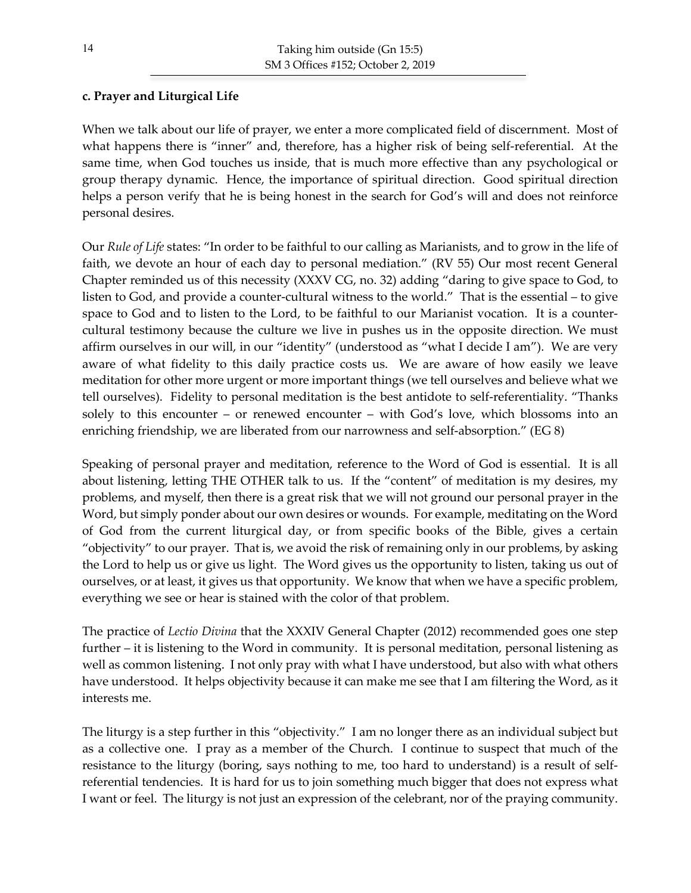**c. Prayer and Liturgical Life**

When we talk about our life of prayer, we enter a more complicated field of discernment. Most of what happens there is "inner" and, therefore, has a higher risk of being self-referential. At the same time, when God touches us inside, that is much more effective than any psychological or group therapy dynamic. Hence, the importance of spiritual direction. Good spiritual direction helps a person verify that he is being honest in the search for God's will and does not reinforce personal desires.

Our *Rule of Life* states: "In order to be faithful to our calling as Marianists, and to grow in the life of faith, we devote an hour of each day to personal mediation." (RV 55) Our most recent General Chapter reminded us of this necessity (XXXV CG, no. 32) adding "daring to give space to God, to listen to God, and provide a counter-cultural witness to the world." That is the essential – to give space to God and to listen to the Lord, to be faithful to our Marianist vocation. It is a counter-cultural testimony because the culture we live in pushes us in the opposite direction. We must affirm ourselves in our will, in our "identity" (understood as "what I decide I am"). We are very aware of what fidelity to this daily practice costs us. We are aware of how easily we leave meditation for other more urgent or more important things (we tell ourselves and believe what we tell ourselves). Fidelity to personal meditation is the best antidote to self-referentiality. "Thanks solely to this encounter – or renewed encounter – with God's love, which blossoms into an enriching friendship, we are liberated from our narrowness and self-absorption." (EG 8)

Speaking of personal prayer and meditation, reference to the Word of God is essential. It is all about listening, letting THE OTHER talk to us. If the "content" of meditation is my desires, my problems, and myself, then there is a great risk that we will not ground our personal prayer in the Word, but simply ponder about our own desires or wounds. For example, meditating on the Word of God from the current liturgical day, or from specific books of the Bible, gives a certain "objectivity" to our prayer. That is, we avoid the risk of remaining only in our problems, by asking the Lord to help us or give us light. The Word gives us the opportunity to listen, taking us out of ourselves, or at least, it gives us that opportunity. We know that when we have a specific problem, everything we see or hear is stained with the color of that problem.

The practice of *Lectio Divina* that the XXXIV General Chapter (2012) recommended goes one step further – it is listening to the Word in community. It is personal meditation, personal listening as well as common listening. I not only pray with what I have understood, but also with what others have understood. It helps objectivity because it can make me see that I am filtering the Word, as it interests me.

The liturgy is a step further in this "objectivity." I am no longer there as an individual subject but as a collective one. I pray as a member of the Church. I continue to suspect that much of the resistance to the liturgy (boring, says nothing to me, too hard to understand) is a result of self-referential tendencies. It is hard for us to join something much bigger that does not express what I want or feel. The liturgy is not just an expression of the celebrant, nor of the praying community.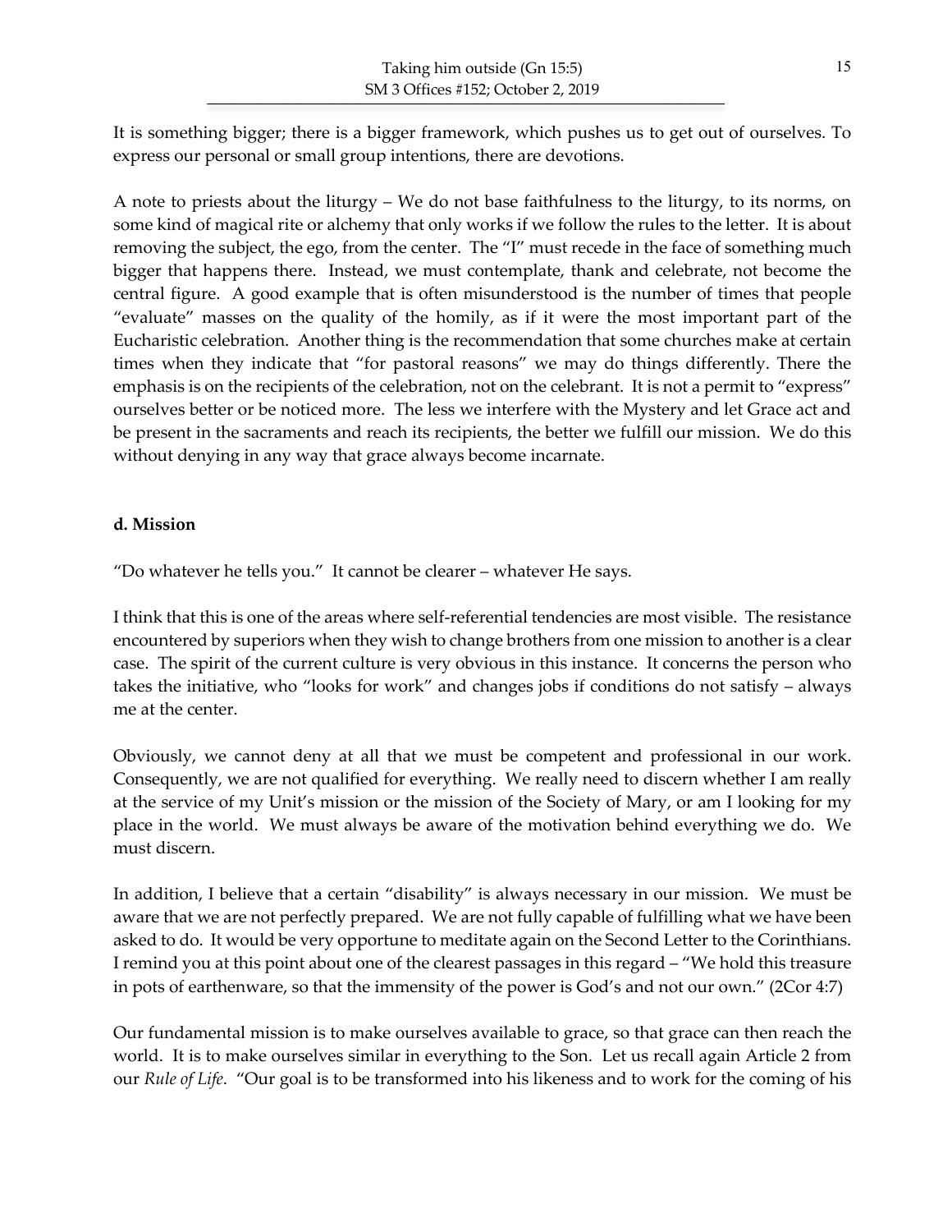It is something bigger; there is a bigger framework, which pushes us to get out of ourselves. To express our personal or small group intentions, there are devotions.

A note to priests about the liturgy – We do not base faithfulness to the liturgy, to its norms, on some kind of magical rite or alchemy that only works if we follow the rules to the letter. It is about removing the subject, the ego, from the center. The "I" must recede in the face of something much bigger that happens there. Instead, we must contemplate, thank and celebrate, not become the central figure. A good example that is often misunderstood is the number of times that people "evaluate" masses on the quality of the homily, as if it were the most important part of the Eucharistic celebration. Another thing is the recommendation that some churches make at certain times when they indicate that "for pastoral reasons" we may do things differently. There the emphasis is on the recipients of the celebration, not on the celebrant. It is not a permit to "express" ourselves better or be noticed more. The less we interfere with the Mystery and let Grace act and be present in the sacraments and reach its recipients, the better we fulfill our mission. We do this without denying in any way that grace always become incarnate.

**d. Mission**

"Do whatever he tells you." It cannot be clearer – whatever He says.

I think that this is one of the areas where self-referential tendencies are most visible. The resistance encountered by superiors when they wish to change brothers from one mission to another is a clear case. The spirit of the current culture is very obvious in this instance. It concerns the person who takes the initiative, who "looks for work" and changes jobs if conditions do not satisfy – always me at the center.

Obviously, we cannot deny at all that we must be competent and professional in our work. Consequently, we are not qualified for everything. We really need to discern whether I am really at the service of my Unit's mission or the mission of the Society of Mary, or am I looking for my place in the world. We must always be aware of the motivation behind everything we do. We must discern.

In addition, I believe that a certain "disability" is always necessary in our mission. We must be aware that we are not perfectly prepared. We are not fully capable of fulfilling what we have been asked to do. It would be very opportune to meditate again on the Second Letter to the Corinthians. I remind you at this point about one of the clearest passages in this regard – "We hold this treasure in pots of earthenware, so that the immensity of the power is God's and not our own." (2Cor 4:7)

Our fundamental mission is to make ourselves available to grace, so that grace can then reach the world. It is to make ourselves similar in everything to the Son. Let us recall again Article 2 from our *Rule of Life*. "Our goal is to be transformed into his likeness and to work for the coming of his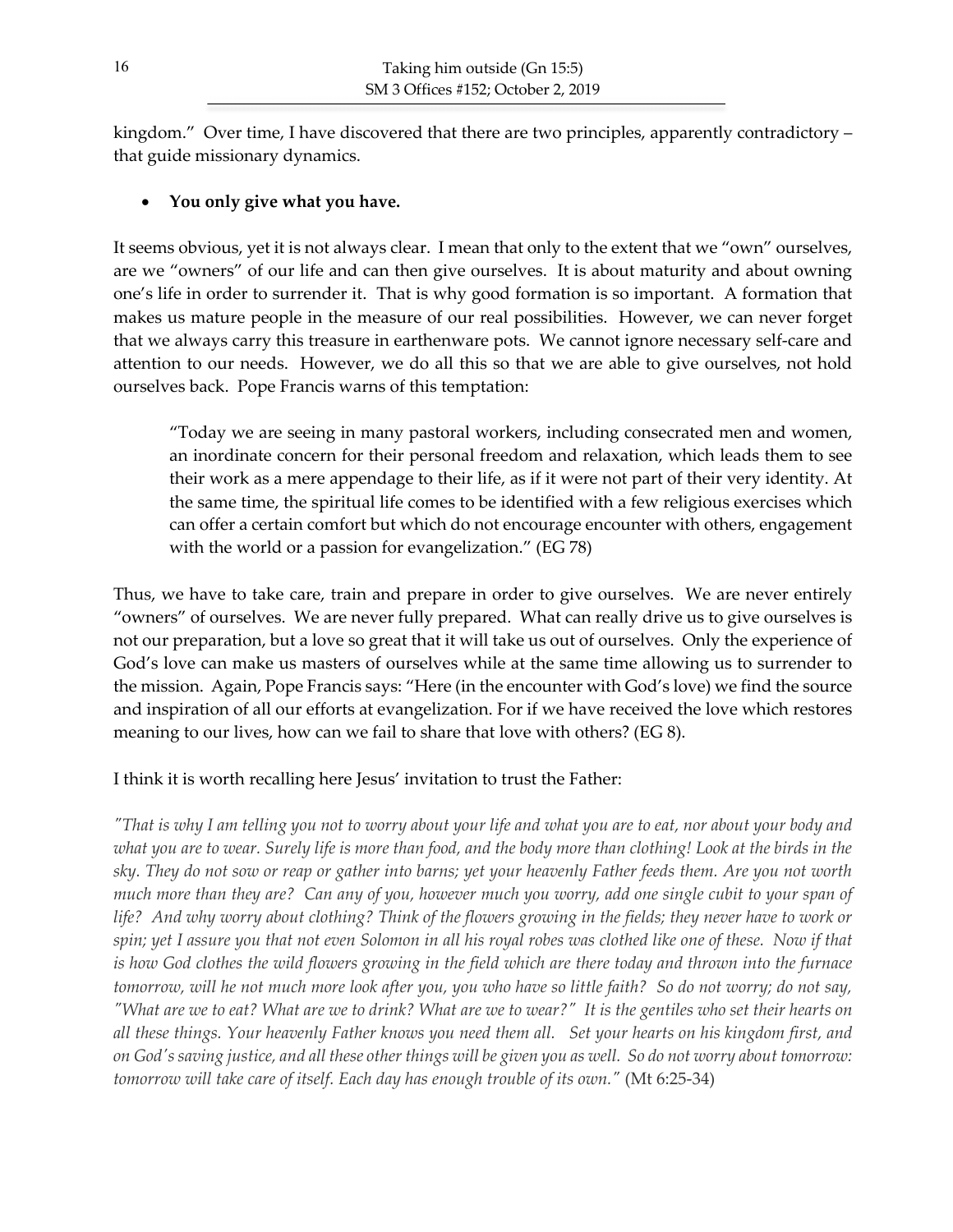kingdom." Over time, I have discovered that there are two principles, apparently contradictory – that guide missionary dynamics.

- **You only give what you have.**

It seems obvious, yet it is not always clear. I mean that only to the extent that we "own" ourselves, are we "owners" of our life and can then give ourselves. It is about maturity and about owning one's life in order to surrender it. That is why good formation is so important. A formation that makes us mature people in the measure of our real possibilities. However, we can never forget that we always carry this treasure in earthenware pots. We cannot ignore necessary self-care and attention to our needs. However, we do all this so that we are able to give ourselves, not hold ourselves back. Pope Francis warns of this temptation:

> "Today we are seeing in many pastoral workers, including consecrated men and women, an inordinate concern for their personal freedom and relaxation, which leads them to see their work as a mere appendage to their life, as if it were not part of their very identity. At the same time, the spiritual life comes to be identified with a few religious exercises which can offer a certain comfort but which do not encourage encounter with others, engagement with the world or a passion for evangelization." (EG 78)

Thus, we have to take care, train and prepare in order to give ourselves. We are never entirely "owners" of ourselves. We are never fully prepared. What can really drive us to give ourselves is not our preparation, but a love so great that it will take us out of ourselves. Only the experience of God's love can make us masters of ourselves while at the same time allowing us to surrender to the mission. Again, Pope Francis says: "Here (in the encounter with God's love) we find the source and inspiration of all our efforts at evangelization. For if we have received the love which restores meaning to our lives, how can we fail to share that love with others? (EG 8).

I think it is worth recalling here Jesus' invitation to trust the Father:

*"That is why I am telling you not to worry about your life and what you are to eat, nor about your body and what you are to wear. Surely life is more than food, and the body more than clothing! Look at the birds in the sky. They do not sow or reap or gather into barns; yet your heavenly Father feeds them. Are you not worth much more than they are? Can any of you, however much you worry, add one single cubit to your span of life? And why worry about clothing? Think of the flowers growing in the fields; they never have to work or spin; yet I assure you that not even Solomon in all his royal robes was clothed like one of these. Now if that is how God clothes the wild flowers growing in the field which are there today and thrown into the furnace tomorrow, will he not much more look after you, you who have so little faith? So do not worry; do not say, "What are we to eat? What are we to drink? What are we to wear?" It is the gentiles who set their hearts on all these things. Your heavenly Father knows you need them all. Set your hearts on his kingdom first, and on God's saving justice, and all these other things will be given you as well. So do not worry about tomorrow: tomorrow will take care of itself. Each day has enough trouble of its own."* (Mt 6:25-34)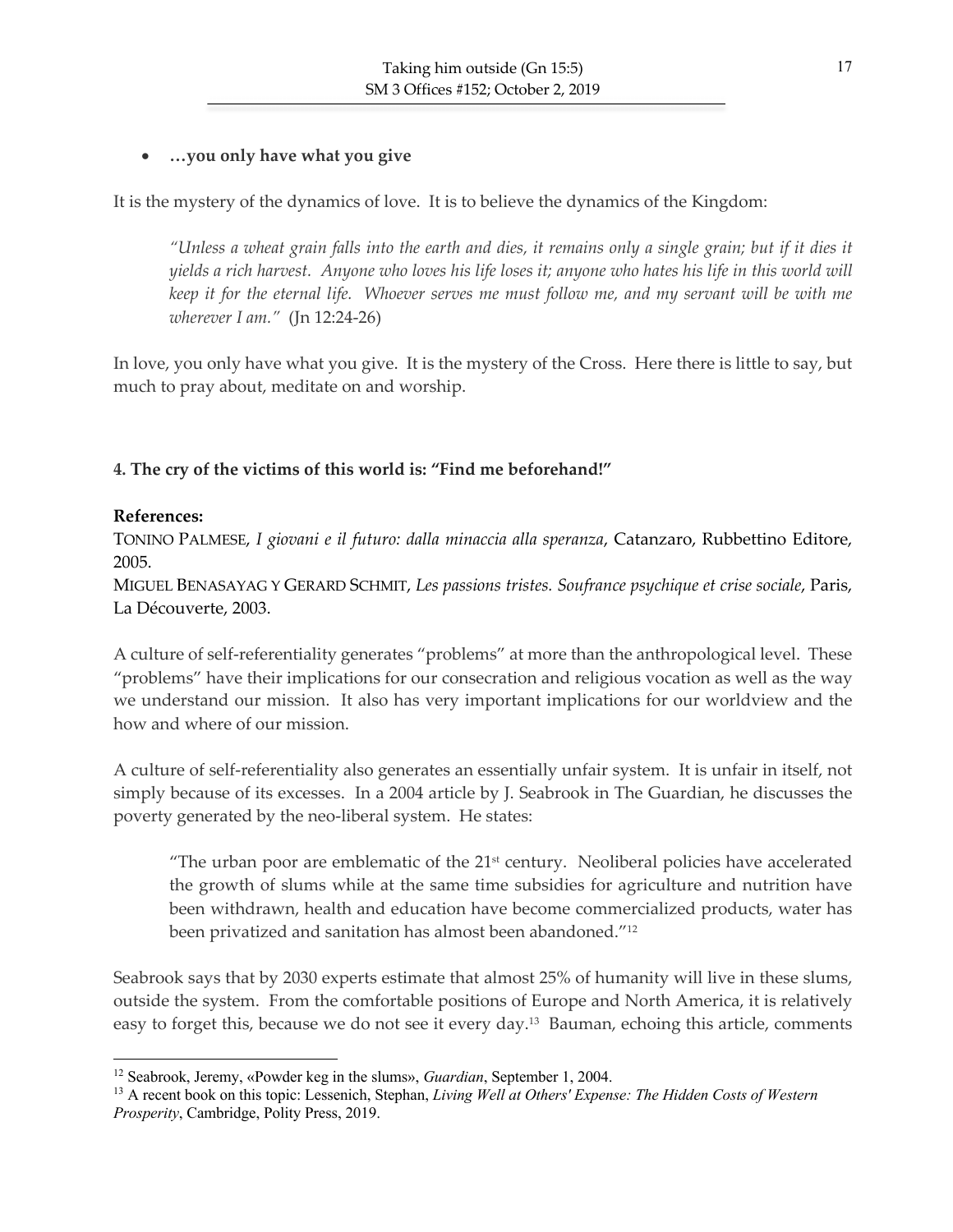- **…you only have what you give**

It is the mystery of the dynamics of love. It is to believe the dynamics of the Kingdom:

> *"Unless a wheat grain falls into the earth and dies, it remains only a single grain; but if it dies it yields a rich harvest. Anyone who loves his life loses it; anyone who hates his life in this world will keep it for the eternal life. Whoever serves me must follow me, and my servant will be with me wherever I am."* (Jn 12:24-26)

In love, you only have what you give. It is the mystery of the Cross. Here there is little to say, but much to pray about, meditate on and worship.

#### 4. The cry of the victims of this world is: "Find me beforehand!"

**References:**
TONINO PALMESE, *I giovani e il futuro: dalla minaccia alla speranza*, Catanzaro, Rubbettino Editore, 2005.
MIGUEL BENASAYAG Y GERARD SCHMIT, *Les passions tristes. Soufrance psychique et crise sociale*, Paris, La Découverte, 2003.

A culture of self-referentiality generates "problems" at more than the anthropological level. These "problems" have their implications for our consecration and religious vocation as well as the way we understand our mission. It also has very important implications for our worldview and the how and where of our mission.

A culture of self-referentiality also generates an essentially unfair system. It is unfair in itself, not simply because of its excesses. In a 2004 article by J. Seabrook in The Guardian, he discusses the poverty generated by the neo-liberal system. He states:

> "The urban poor are emblematic of the 21st century. Neoliberal policies have accelerated the growth of slums while at the same time subsidies for agriculture and nutrition have been withdrawn, health and education have become commercialized products, water has been privatized and sanitation has almost been abandoned."[12]

Seabrook says that by 2030 experts estimate that almost 25% of humanity will live in these slums, outside the system. From the comfortable positions of Europe and North America, it is relatively easy to forget this, because we do not see it every day.[13] Bauman, echoing this article, comments

---

[12] Seabrook, Jeremy, «Powder keg in the slums», *Guardian*, September 1, 2004.
[13] A recent book on this topic: Lessenich, Stephan, *Living Well at Others' Expense: The Hidden Costs of Western Prosperity*, Cambridge, Polity Press, 2019.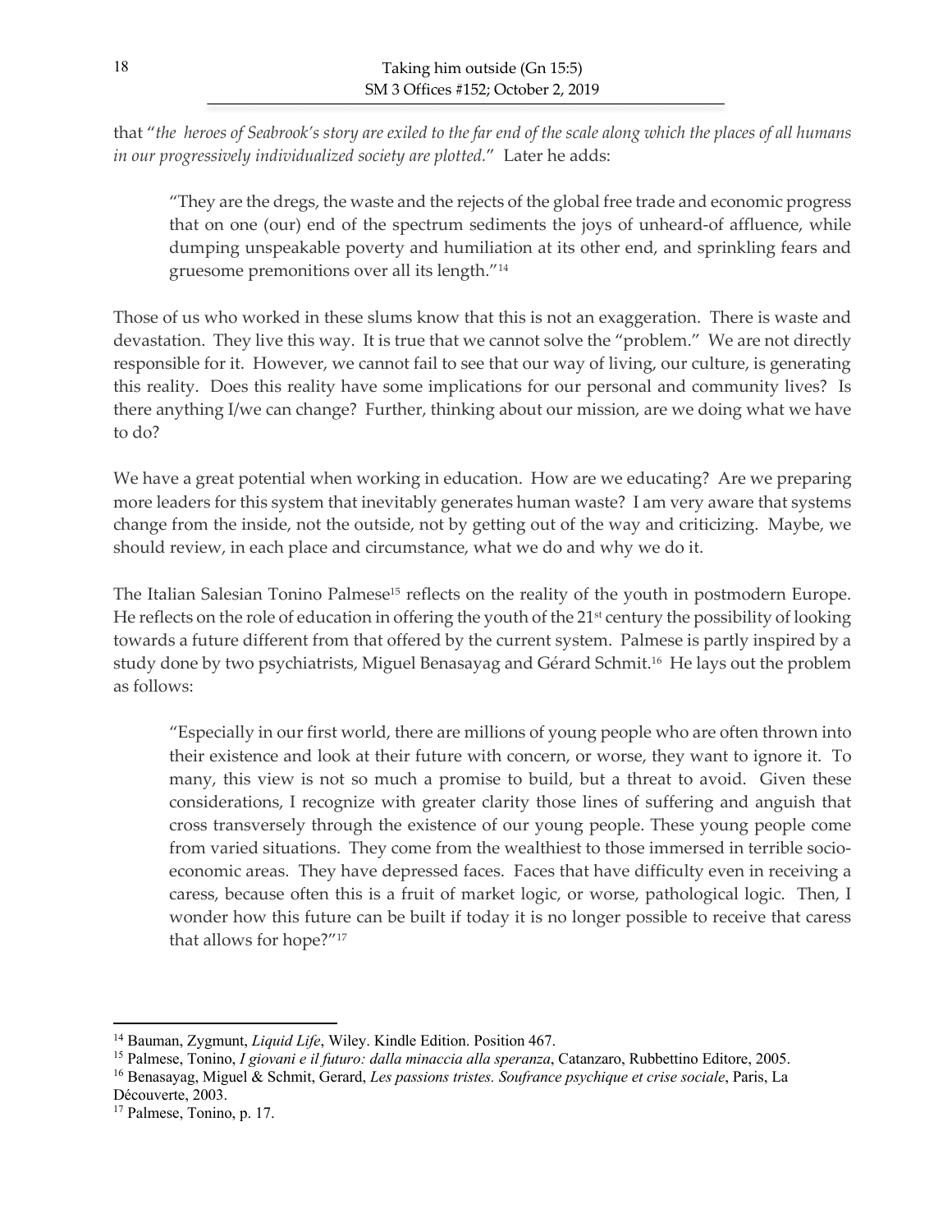that "*the heroes of Seabrook's story are exiled to the far end of the scale along which the places of all humans in our progressively individualized society are plotted.*" Later he adds:

> "They are the dregs, the waste and the rejects of the global free trade and economic progress that on one (our) end of the spectrum sediments the joys of unheard-of affluence, while dumping unspeakable poverty and humiliation at its other end, and sprinkling fears and gruesome premonitions over all its length."[14]

Those of us who worked in these slums know that this is not an exaggeration. There is waste and devastation. They live this way. It is true that we cannot solve the "problem." We are not directly responsible for it. However, we cannot fail to see that our way of living, our culture, is generating this reality. Does this reality have some implications for our personal and community lives? Is there anything I/we can change? Further, thinking about our mission, are we doing what we have to do?

We have a great potential when working in education. How are we educating? Are we preparing more leaders for this system that inevitably generates human waste? I am very aware that systems change from the inside, not the outside, not by getting out of the way and criticizing. Maybe, we should review, in each place and circumstance, what we do and why we do it.

The Italian Salesian Tonino Palmese[15] reflects on the reality of the youth in postmodern Europe. He reflects on the role of education in offering the youth of the 21st century the possibility of looking towards a future different from that offered by the current system. Palmese is partly inspired by a study done by two psychiatrists, Miguel Benasayag and Gérard Schmit.[16] He lays out the problem as follows:

> "Especially in our first world, there are millions of young people who are often thrown into their existence and look at their future with concern, or worse, they want to ignore it. To many, this view is not so much a promise to build, but a threat to avoid. Given these considerations, I recognize with greater clarity those lines of suffering and anguish that cross transversely through the existence of our young people. These young people come from varied situations. They come from the wealthiest to those immersed in terrible socio-economic areas. They have depressed faces. Faces that have difficulty even in receiving a caress, because often this is a fruit of market logic, or worse, pathological logic. Then, I wonder how this future can be built if today it is no longer possible to receive that caress that allows for hope?"[17]

---

[14] Bauman, Zygmunt, *Liquid Life*, Wiley. Kindle Edition. Position 467.

[15] Palmese, Tonino, *I giovani e il futuro: dalla minaccia alla speranza*, Catanzaro, Rubbettino Editore, 2005.

[16] Benasayag, Miguel & Schmit, Gerard, *Les passions tristes. Soufrance psychique et crise sociale*, Paris, La Découverte, 2003.

[17] Palmese, Tonino, p. 17.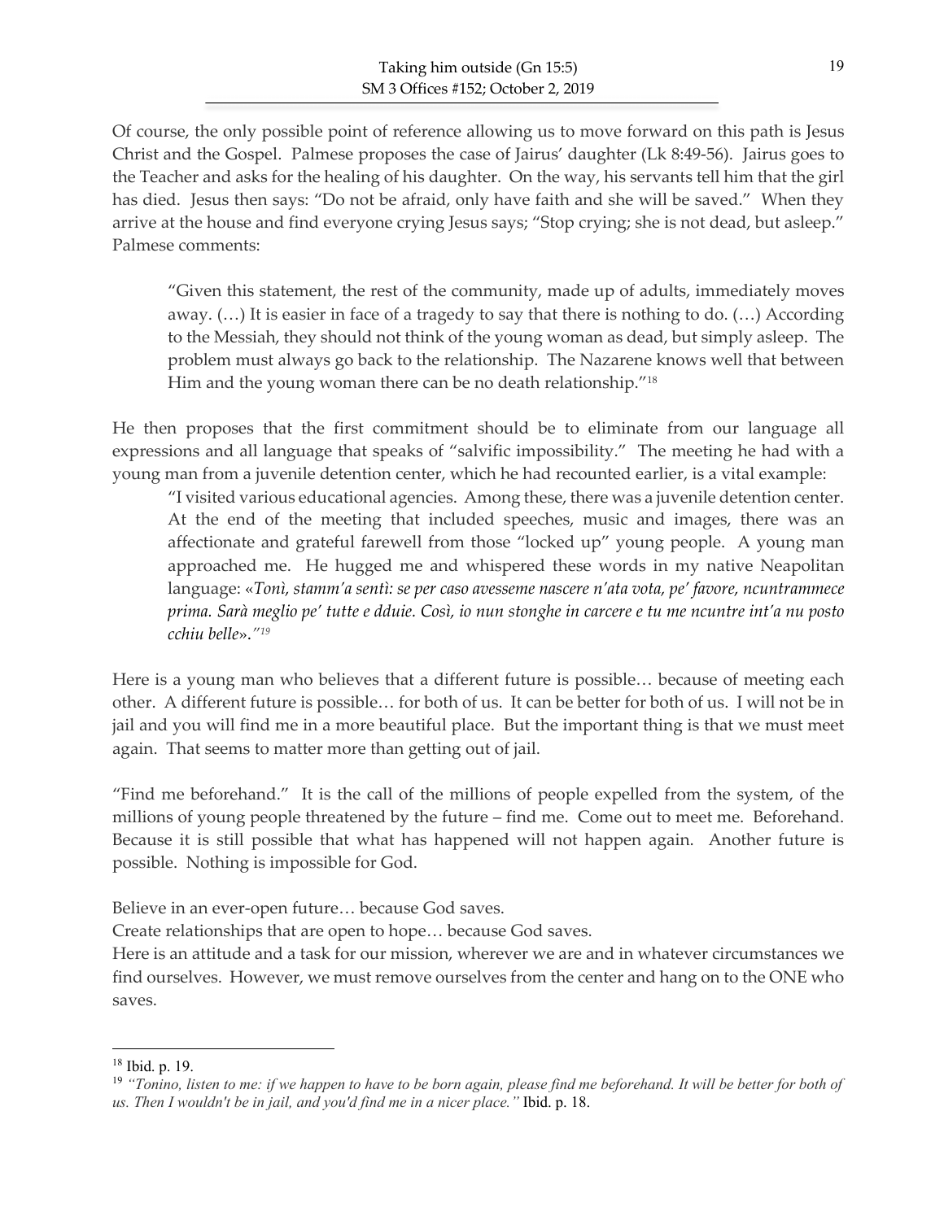Of course, the only possible point of reference allowing us to move forward on this path is Jesus Christ and the Gospel. Palmese proposes the case of Jairus' daughter (Lk 8:49-56). Jairus goes to the Teacher and asks for the healing of his daughter. On the way, his servants tell him that the girl has died. Jesus then says: "Do not be afraid, only have faith and she will be saved." When they arrive at the house and find everyone crying Jesus says; "Stop crying; she is not dead, but asleep." Palmese comments:

> "Given this statement, the rest of the community, made up of adults, immediately moves away. (…) It is easier in face of a tragedy to say that there is nothing to do. (…) According to the Messiah, they should not think of the young woman as dead, but simply asleep. The problem must always go back to the relationship. The Nazarene knows well that between Him and the young woman there can be no death relationship."[18]

He then proposes that the first commitment should be to eliminate from our language all expressions and all language that speaks of "salvific impossibility." The meeting he had with a young man from a juvenile detention center, which he had recounted earlier, is a vital example:

> "I visited various educational agencies. Among these, there was a juvenile detention center. At the end of the meeting that included speeches, music and images, there was an affectionate and grateful farewell from those "locked up" young people. A young man approached me. He hugged me and whispered these words in my native Neapolitan language: «*Tonì, stamm'a sentì: se per caso avesseme nascere n'ata vota, pe' favore, ncuntrammece prima. Sarà meglio pe' tutte e dduie. Così, io nun stonghe in carcere e tu me ncuntre int'a nu posto cchiu belle*»."[19]

Here is a young man who believes that a different future is possible… because of meeting each other. A different future is possible… for both of us. It can be better for both of us. I will not be in jail and you will find me in a more beautiful place. But the important thing is that we must meet again. That seems to matter more than getting out of jail.

"Find me beforehand." It is the call of the millions of people expelled from the system, of the millions of young people threatened by the future – find me. Come out to meet me. Beforehand. Because it is still possible that what has happened will not happen again. Another future is possible. Nothing is impossible for God.

Believe in an ever-open future… because God saves.
Create relationships that are open to hope… because God saves.
Here is an attitude and a task for our mission, wherever we are and in whatever circumstances we find ourselves. However, we must remove ourselves from the center and hang on to the ONE who saves.

---

[18] Ibid. p. 19.

[19] *"Tonino, listen to me: if we happen to have to be born again, please find me beforehand. It will be better for both of us. Then I wouldn't be in jail, and you'd find me in a nicer place."* Ibid. p. 18.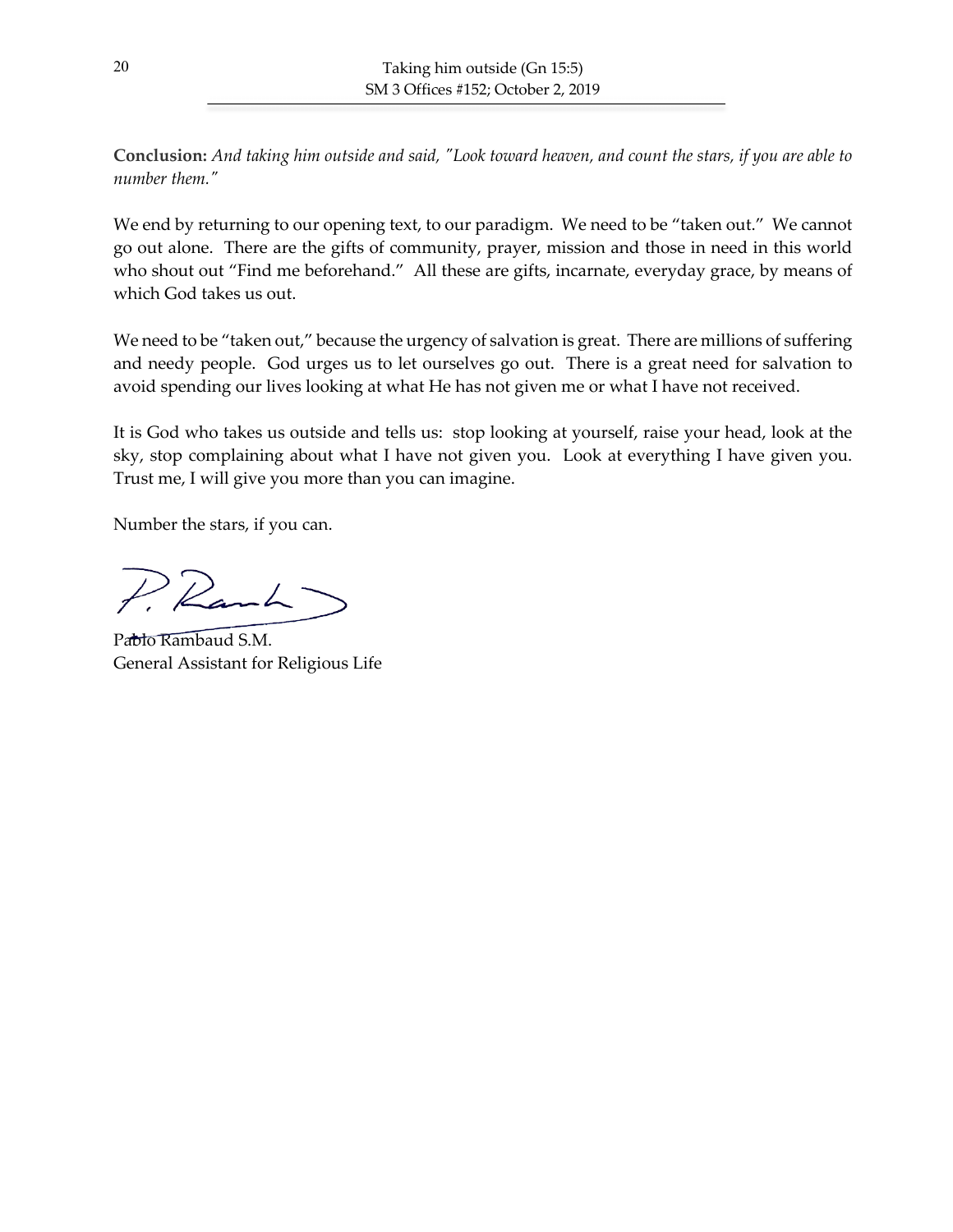**Conclusion:** *And taking him outside and said, "Look toward heaven, and count the stars, if you are able to number them."*

We end by returning to our opening text, to our paradigm. We need to be "taken out." We cannot go out alone. There are the gifts of community, prayer, mission and those in need in this world who shout out "Find me beforehand." All these are gifts, incarnate, everyday grace, by means of which God takes us out.

We need to be "taken out," because the urgency of salvation is great. There are millions of suffering and needy people. God urges us to let ourselves go out. There is a great need for salvation to avoid spending our lives looking at what He has not given me or what I have not received.

It is God who takes us outside and tells us: stop looking at yourself, raise your head, look at the sky, stop complaining about what I have not given you. Look at everything I have given you. Trust me, I will give you more than you can imagine.

Number the stars, if you can.

Pablo Rambaud S.M.
General Assistant for Religious Life